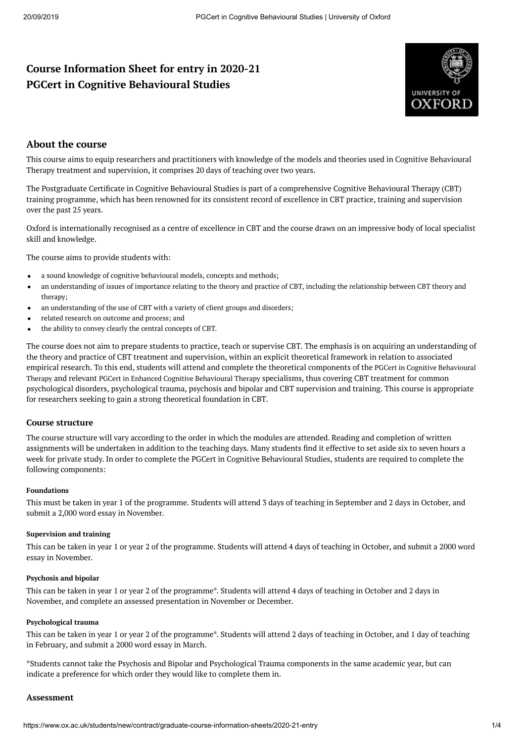# Course Information Sheet for entry in 2020-21
# PGCert in Cognitive Behavioural Studies

## About the course

This course aims to equip researchers and practitioners with knowledge of the models and theories used in Cognitive Behavioural Therapy treatment and supervision, it comprises 20 days of teaching over two years.

The Postgraduate Certificate in Cognitive Behavioural Studies is part of a comprehensive Cognitive Behavioural Therapy (CBT) training programme, which has been renowned for its consistent record of excellence in CBT practice, training and supervision over the past 25 years.

Oxford is internationally recognised as a centre of excellence in CBT and the course draws on an impressive body of local specialist skill and knowledge.

The course aims to provide students with:

- a sound knowledge of cognitive behavioural models, concepts and methods;
- an understanding of issues of importance relating to the theory and practice of CBT, including the relationship between CBT theory and therapy;
- an understanding of the use of CBT with a variety of client groups and disorders;
- related research on outcome and process; and
- the ability to convey clearly the central concepts of CBT.

The course does not aim to prepare students to practice, teach or supervise CBT. The emphasis is on acquiring an understanding of the theory and practice of CBT treatment and supervision, within an explicit theoretical framework in relation to associated empirical research. To this end, students will attend and complete the theoretical components of the PGCert in Cognitive Behavioural Therapy and relevant PGCert in Enhanced Cognitive Behavioural Therapy specialisms, thus covering CBT treatment for common psychological disorders, psychological trauma, psychosis and bipolar and CBT supervision and training. This course is appropriate for researchers seeking to gain a strong theoretical foundation in CBT.

### Course structure

The course structure will vary according to the order in which the modules are attended. Reading and completion of written assignments will be undertaken in addition to the teaching days. Many students find it effective to set aside six to seven hours a week for private study. In order to complete the PGCert in Cognitive Behavioural Studies, students are required to complete the following components:

#### Foundations

This must be taken in year 1 of the programme. Students will attend 3 days of teaching in September and 2 days in October, and submit a 2,000 word essay in November.

#### Supervision and training

This can be taken in year 1 or year 2 of the programme. Students will attend 4 days of teaching in October, and submit a 2000 word essay in November.

#### Psychosis and bipolar

This can be taken in year 1 or year 2 of the programme*. Students will attend 4 days of teaching in October and 2 days in November, and complete an assessed presentation in November or December.

#### Psychological trauma

This can be taken in year 1 or year 2 of the programme*. Students will attend 2 days of teaching in October, and 1 day of teaching in February, and submit a 2000 word essay in March.

*Students cannot take the Psychosis and Bipolar and Psychological Trauma components in the same academic year, but can indicate a preference for which order they would like to complete them in.

### Assessment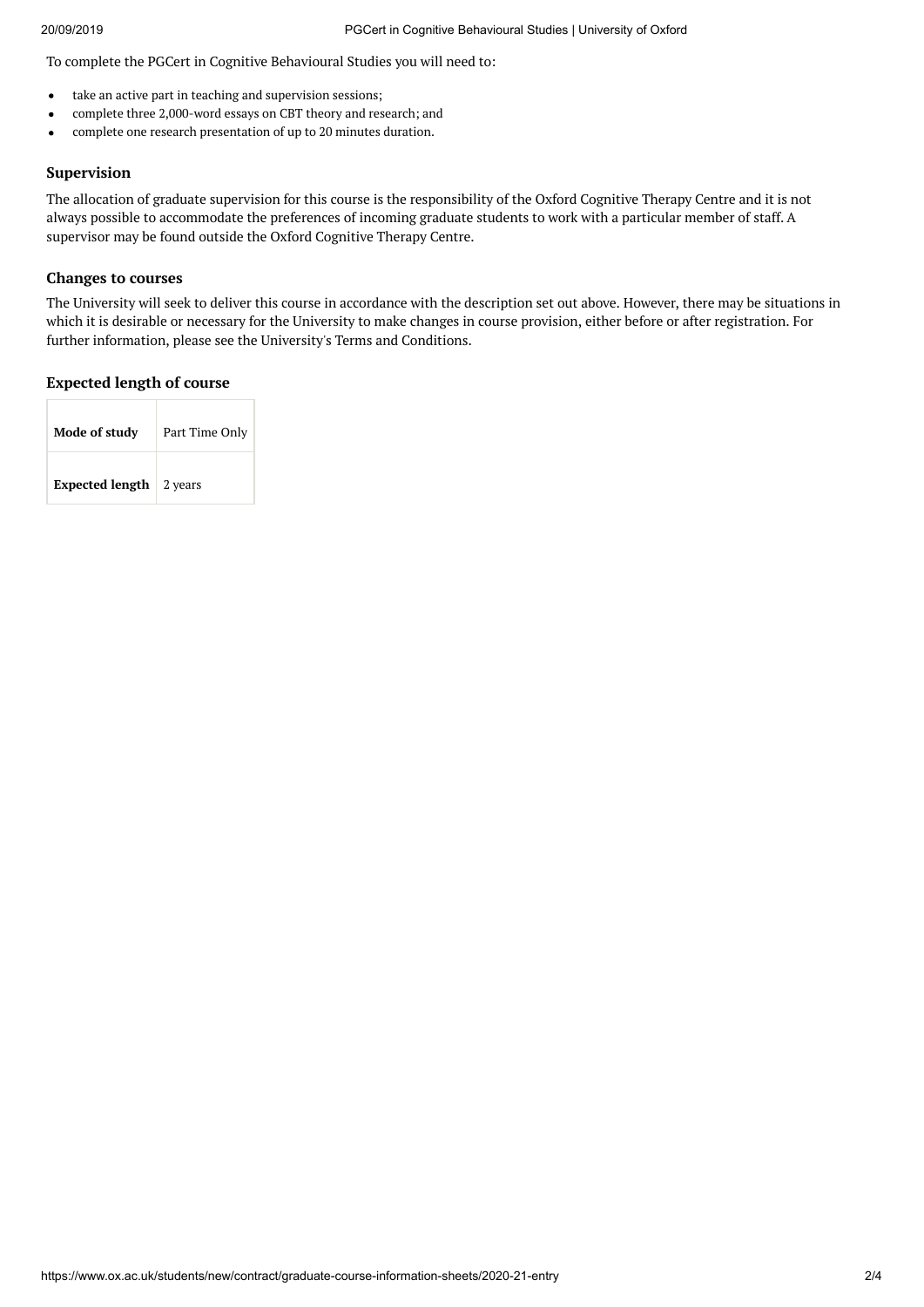To complete the PGCert in Cognitive Behavioural Studies you will need to:

- take an active part in teaching and supervision sessions;
- complete three 2,000-word essays on CBT theory and research; and
- complete one research presentation of up to 20 minutes duration.

### Supervision

The allocation of graduate supervision for this course is the responsibility of the Oxford Cognitive Therapy Centre and it is not always possible to accommodate the preferences of incoming graduate students to work with a particular member of staff. A supervisor may be found outside the Oxford Cognitive Therapy Centre.

### Changes to courses

The University will seek to deliver this course in accordance with the description set out above. However, there may be situations in which it is desirable or necessary for the University to make changes in course provision, either before or after registration. For further information, please see the University's Terms and Conditions.

### Expected length of course

| **Mode of study** | Part Time Only |
| --- | --- |
| **Expected length** | 2 years |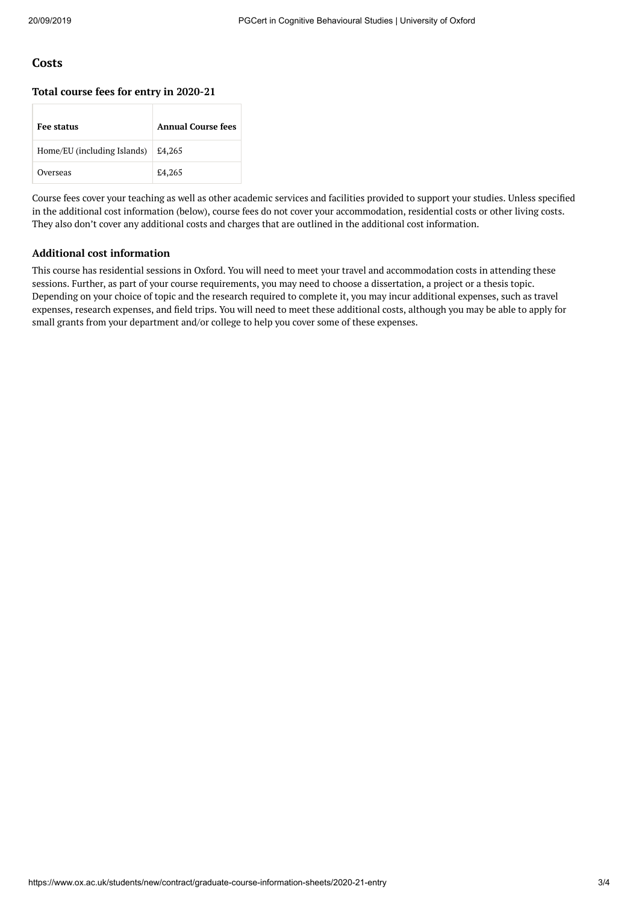## Costs

### Total course fees for entry in 2020-21

| Fee status | Annual Course fees |
| --- | --- |
| Home/EU (including Islands) | £4,265 |
| Overseas | £4,265 |

Course fees cover your teaching as well as other academic services and facilities provided to support your studies. Unless specified in the additional cost information (below), course fees do not cover your accommodation, residential costs or other living costs. They also don't cover any additional costs and charges that are outlined in the additional cost information.

### Additional cost information

This course has residential sessions in Oxford. You will need to meet your travel and accommodation costs in attending these sessions. Further, as part of your course requirements, you may need to choose a dissertation, a project or a thesis topic. Depending on your choice of topic and the research required to complete it, you may incur additional expenses, such as travel expenses, research expenses, and field trips. You will need to meet these additional costs, although you may be able to apply for small grants from your department and/or college to help you cover some of these expenses.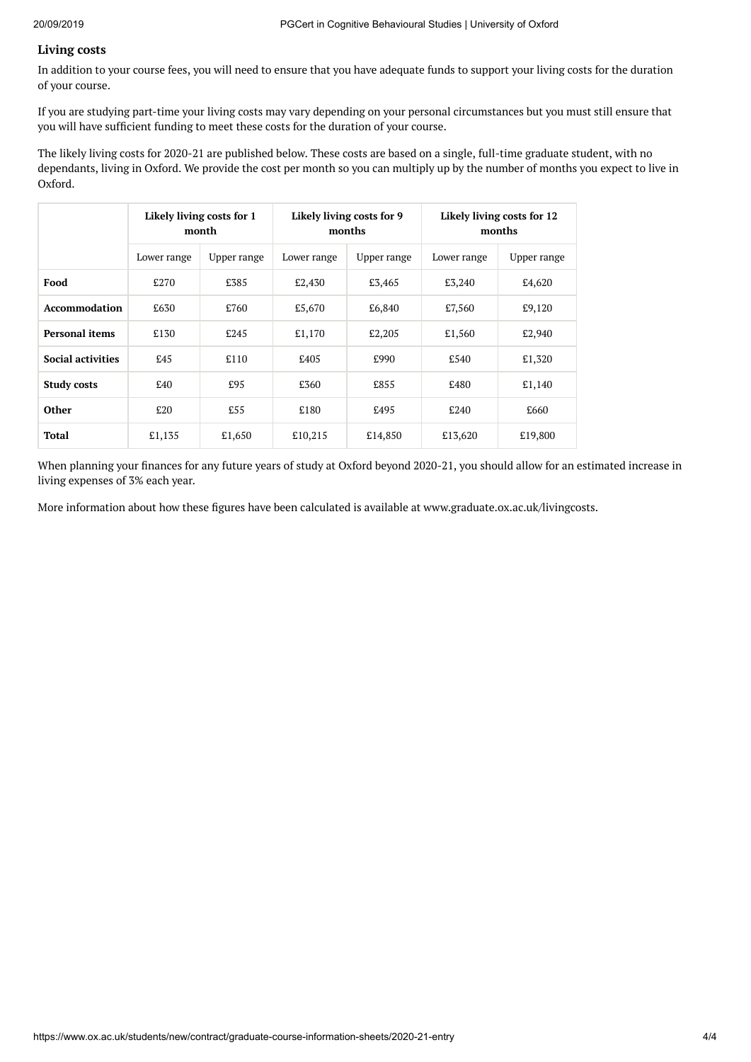### Living costs

In addition to your course fees, you will need to ensure that you have adequate funds to support your living costs for the duration of your course.

If you are studying part-time your living costs may vary depending on your personal circumstances but you must still ensure that you will have sufficient funding to meet these costs for the duration of your course.

The likely living costs for 2020-21 are published below. These costs are based on a single, full-time graduate student, with no dependants, living in Oxford. We provide the cost per month so you can multiply up by the number of months you expect to live in Oxford.

| | Likely living costs for 1 month | | Likely living costs for 9 months | | Likely living costs for 12 months | |
|---|---|---|---|---|---|---|
| | Lower range | Upper range | Lower range | Upper range | Lower range | Upper range |
| **Food** | £270 | £385 | £2,430 | £3,465 | £3,240 | £4,620 |
| **Accommodation** | £630 | £760 | £5,670 | £6,840 | £7,560 | £9,120 |
| **Personal items** | £130 | £245 | £1,170 | £2,205 | £1,560 | £2,940 |
| **Social activities** | £45 | £110 | £405 | £990 | £540 | £1,320 |
| **Study costs** | £40 | £95 | £360 | £855 | £480 | £1,140 |
| **Other** | £20 | £55 | £180 | £495 | £240 | £660 |
| **Total** | £1,135 | £1,650 | £10,215 | £14,850 | £13,620 | £19,800 |

When planning your finances for any future years of study at Oxford beyond 2020-21, you should allow for an estimated increase in living expenses of 3% each year.

More information about how these figures have been calculated is available at www.graduate.ox.ac.uk/livingcosts.